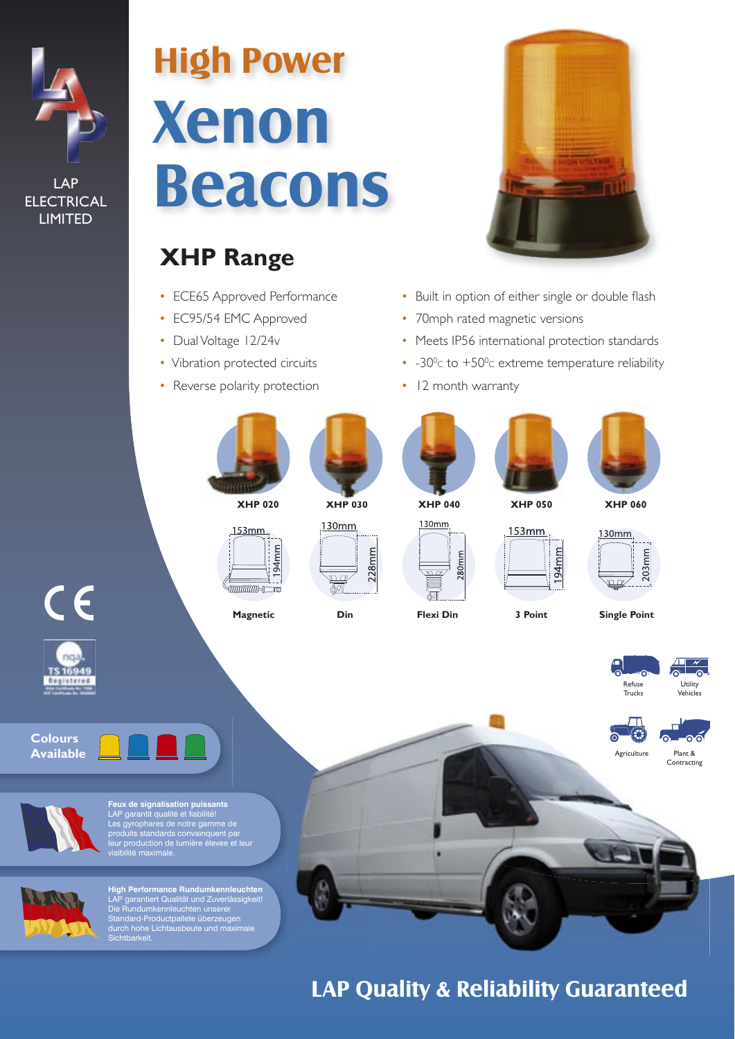LAP ELECTRICAL LIMITED

# High Power Xenon Beacons

## XHP Range

- ECE65 Approved Performance
- EC95/54 EMC Approved
- Dual Voltage 12/24v
- Vibration protected circuits
- Reverse polarity protection
- Built in option of either single or double flash
- 70mph rated magnetic versions
- Meets IP56 international protection standards
- -30°c to +50°c extreme temperature reliability
- 12 month warranty

| XHP 020 | XHP 030 | XHP 040 | XHP 050 | XHP 060 |
|---|---|---|---|---|
| 153mm × 194mm | 130mm × 228mm | 130mm × 280mm | 153mm × 194mm | 130mm × 203mm |
| Magnetic | Din | Flexi Din | 3 Point | Single Point |

Refuse Trucks

Utility Vehicles

Agriculture

Plant & Contracting

TS 16949 Registered

**Colours Available**

**Feux de signalisation puissants**
LAP garantit qualité et fiabilité!
Les gyrophares de notre gamme de produits standards convainquent par leur production de lumière élevée et leur visibilité maximale.

**High Performance Rundumkennleuchten**
LAP garantiert Qualität und Zuverlässigkeit!
Die Rundumkennleuchten unserer Standard-Productpallete überzeugen durch hohe Lichtausbeute und maximale Sichtbarkeit.

## LAP Quality & Reliability Guaranteed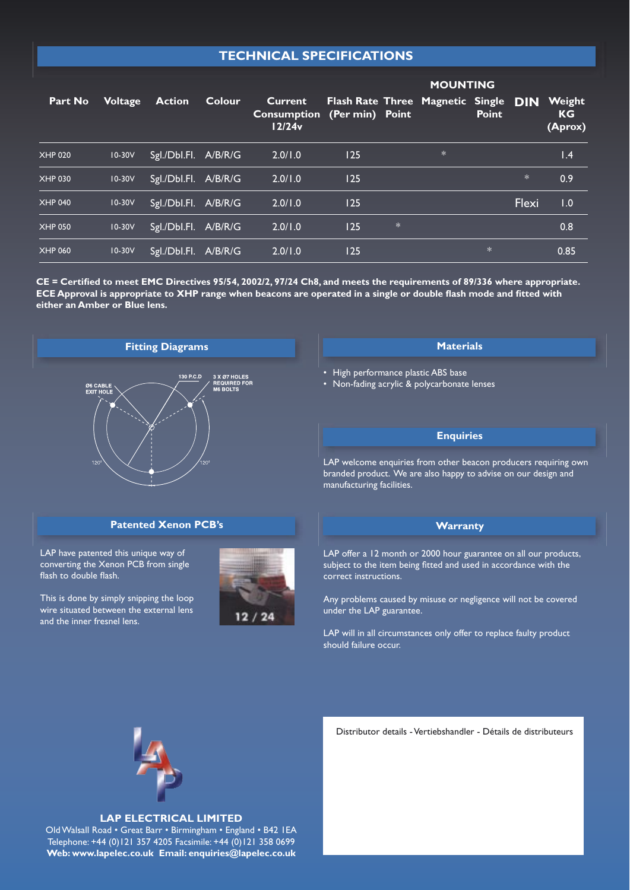# TECHNICAL SPECIFICATIONS

| Part No | Voltage | Action | Colour | Current Consumption 12/24v | Flash Rate (Per min) | MOUNTING Three Point | Magnetic | Single Point | DIN | Weight KG (Aprox) |
|---|---|---|---|---|---|---|---|---|---|---|
| XHP 020 | 10-30V | Sgl./Dbl.Fl. | A/B/R/G | 2.0/1.0 | 125 | | * | | | 1.4 |
| XHP 030 | 10-30V | Sgl./Dbl.Fl. | A/B/R/G | 2.0/1.0 | 125 | | | | * | 0.9 |
| XHP 040 | 10-30V | Sgl./Dbl.Fl. | A/B/R/G | 2.0/1.0 | 125 | | | | Flexi | 1.0 |
| XHP 050 | 10-30V | Sgl./Dbl.Fl. | A/B/R/G | 2.0/1.0 | 125 | * | | | | 0.8 |
| XHP 060 | 10-30V | Sgl./Dbl.Fl. | A/B/R/G | 2.0/1.0 | 125 | | | * | | 0.85 |

**CE = Certified to meet EMC Directives 95/54, 2002/2, 97/24 Ch8, and meets the requirements of 89/336 where appropriate. ECE Approval is appropriate to XHP range when beacons are operated in a single or double flash mode and fitted with either an Amber or Blue lens.**

## Fitting Diagrams

Ø6 CABLE EXIT HOLE

130 P.C.D

3 X Ø7 HOLES REQUIRED FOR M6 BOLTS

120°

120°

## Materials

- High performance plastic ABS base
- Non-fading acrylic & polycarbonate lenses

## Enquiries

LAP welcome enquiries from other beacon producers requiring own branded product. We are also happy to advise on our design and manufacturing facilities.

## Patented Xenon PCB's

LAP have patented this unique way of converting the Xenon PCB from single flash to double flash.

This is done by simply snipping the loop wire situated between the external lens and the inner fresnel lens.

12 / 24

## Warranty

LAP offer a 12 month or 2000 hour guarantee on all our products, subject to the item being fitted and used in accordance with the correct instructions.

Any problems caused by misuse or negligence will not be covered under the LAP guarantee.

LAP will in all circumstances only offer to replace faulty product should failure occur.

**LAP ELECTRICAL LIMITED**

Old Walsall Road • Great Barr • Birmingham • England • B42 1EA

Telephone: +44 (0)121 357 4205 Facsimile: +44 (0)121 358 0699

**Web: www.lapelec.co.uk Email: enquiries@lapelec.co.uk**

Distributor details - Vertiebshandler - Détails de distributeurs